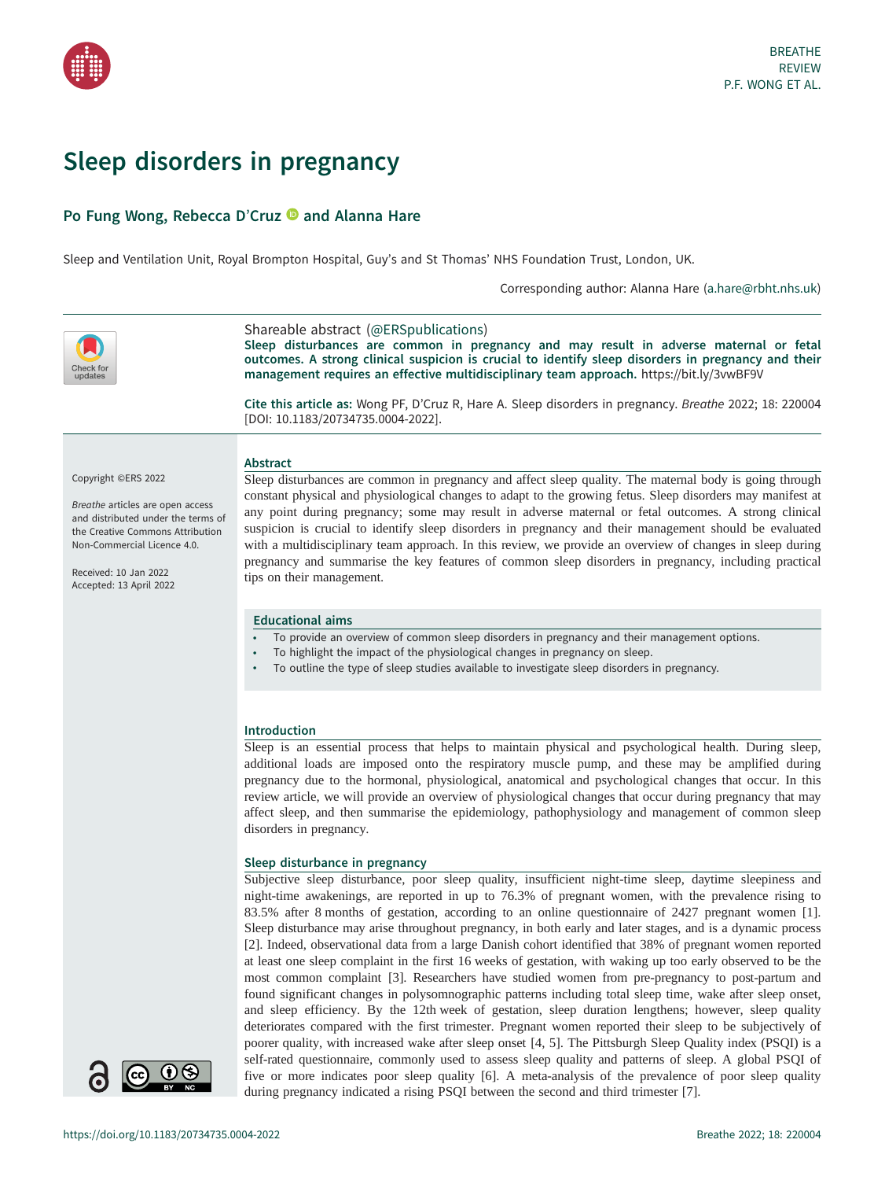# Sleep disorders in pregnancy

## Po Fung Wong, Rebecca D'Cruz and Alanna Hare

Sleep and Ventilation Unit, Royal Brompton Hospital, Guy's and St Thomas' NHS Foundation Trust, London, UK.

Corresponding author: Alanna Hare (a.hare@rbht.nhs.uk)

Shareable abstract (@ERSpublications)

**Sleep disturbances are common in pregnancy and may result in adverse maternal or fetal outcomes. A strong clinical suspicion is crucial to identify sleep disorders in pregnancy and their management requires an effective multidisciplinary team approach.** https://bit.ly/3vwBF9V

**Cite this article as:** Wong PF, D'Cruz R, Hare A. Sleep disorders in pregnancy. *Breathe* 2022; 18: 220004 [DOI: 10.1183/20734735.0004-2022].

Copyright ©ERS 2022

*Breathe* articles are open access and distributed under the terms of the Creative Commons Attribution Non-Commercial Licence 4.0.

Received: 10 Jan 2022
Accepted: 13 April 2022

### Abstract

Sleep disturbances are common in pregnancy and affect sleep quality. The maternal body is going through constant physical and physiological changes to adapt to the growing fetus. Sleep disorders may manifest at any point during pregnancy; some may result in adverse maternal or fetal outcomes. A strong clinical suspicion is crucial to identify sleep disorders in pregnancy and their management should be evaluated with a multidisciplinary team approach. In this review, we provide an overview of changes in sleep during pregnancy and summarise the key features of common sleep disorders in pregnancy, including practical tips on their management.

### Educational aims

- To provide an overview of common sleep disorders in pregnancy and their management options.
- To highlight the impact of the physiological changes in pregnancy on sleep.
- To outline the type of sleep studies available to investigate sleep disorders in pregnancy.

### Introduction

Sleep is an essential process that helps to maintain physical and psychological health. During sleep, additional loads are imposed onto the respiratory muscle pump, and these may be amplified during pregnancy due to the hormonal, physiological, anatomical and psychological changes that occur. In this review article, we will provide an overview of physiological changes that occur during pregnancy that may affect sleep, and then summarise the epidemiology, pathophysiology and management of common sleep disorders in pregnancy.

### Sleep disturbance in pregnancy

Subjective sleep disturbance, poor sleep quality, insufficient night-time sleep, daytime sleepiness and night-time awakenings, are reported in up to 76.3% of pregnant women, with the prevalence rising to 83.5% after 8 months of gestation, according to an online questionnaire of 2427 pregnant women [1]. Sleep disturbance may arise throughout pregnancy, in both early and later stages, and is a dynamic process [2]. Indeed, observational data from a large Danish cohort identified that 38% of pregnant women reported at least one sleep complaint in the first 16 weeks of gestation, with waking up too early observed to be the most common complaint [3]. Researchers have studied women from pre-pregnancy to post-partum and found significant changes in polysomnographic patterns including total sleep time, wake after sleep onset, and sleep efficiency. By the 12th week of gestation, sleep duration lengthens; however, sleep quality deteriorates compared with the first trimester. Pregnant women reported their sleep to be subjectively of poorer quality, with increased wake after sleep onset [4, 5]. The Pittsburgh Sleep Quality index (PSQI) is a self-rated questionnaire, commonly used to assess sleep quality and patterns of sleep. A global PSQI of five or more indicates poor sleep quality [6]. A meta-analysis of the prevalence of poor sleep quality during pregnancy indicated a rising PSQI between the second and third trimester [7].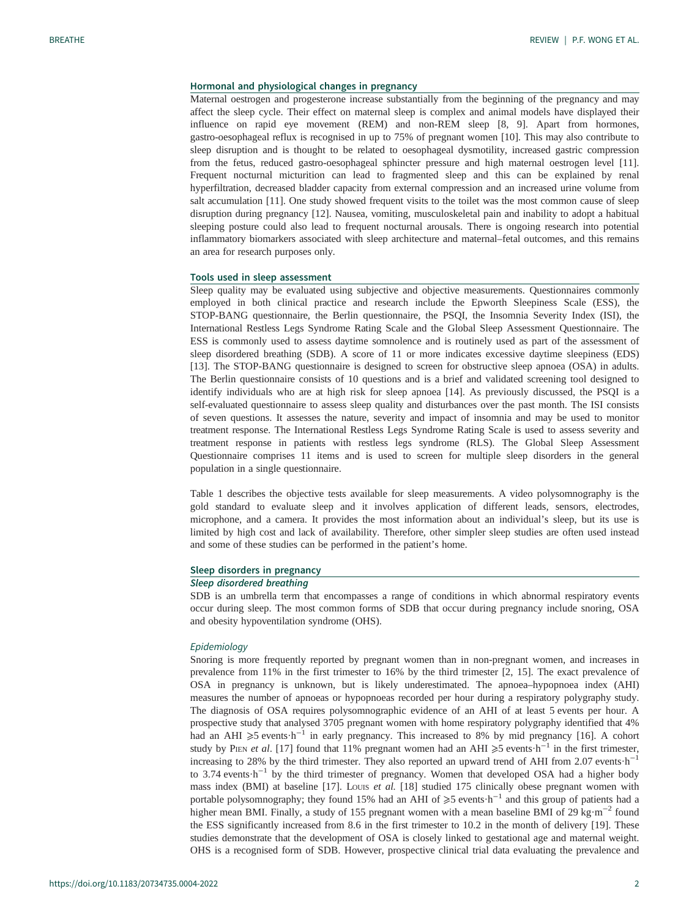## Hormonal and physiological changes in pregnancy

Maternal oestrogen and progesterone increase substantially from the beginning of the pregnancy and may affect the sleep cycle. Their effect on maternal sleep is complex and animal models have displayed their influence on rapid eye movement (REM) and non-REM sleep [8, 9]. Apart from hormones, gastro-oesophageal reflux is recognised in up to 75% of pregnant women [10]. This may also contribute to sleep disruption and is thought to be related to oesophageal dysmotility, increased gastric compression from the fetus, reduced gastro-oesophageal sphincter pressure and high maternal oestrogen level [11]. Frequent nocturnal micturition can lead to fragmented sleep and this can be explained by renal hyperfiltration, decreased bladder capacity from external compression and an increased urine volume from salt accumulation [11]. One study showed frequent visits to the toilet was the most common cause of sleep disruption during pregnancy [12]. Nausea, vomiting, musculoskeletal pain and inability to adopt a habitual sleeping posture could also lead to frequent nocturnal arousals. There is ongoing research into potential inflammatory biomarkers associated with sleep architecture and maternal–fetal outcomes, and this remains an area for research purposes only.

## Tools used in sleep assessment

Sleep quality may be evaluated using subjective and objective measurements. Questionnaires commonly employed in both clinical practice and research include the Epworth Sleepiness Scale (ESS), the STOP-BANG questionnaire, the Berlin questionnaire, the PSQI, the Insomnia Severity Index (ISI), the International Restless Legs Syndrome Rating Scale and the Global Sleep Assessment Questionnaire. The ESS is commonly used to assess daytime somnolence and is routinely used as part of the assessment of sleep disordered breathing (SDB). A score of 11 or more indicates excessive daytime sleepiness (EDS) [13]. The STOP-BANG questionnaire is designed to screen for obstructive sleep apnoea (OSA) in adults. The Berlin questionnaire consists of 10 questions and is a brief and validated screening tool designed to identify individuals who are at high risk for sleep apnoea [14]. As previously discussed, the PSQI is a self-evaluated questionnaire to assess sleep quality and disturbances over the past month. The ISI consists of seven questions. It assesses the nature, severity and impact of insomnia and may be used to monitor treatment response. The International Restless Legs Syndrome Rating Scale is used to assess severity and treatment response in patients with restless legs syndrome (RLS). The Global Sleep Assessment Questionnaire comprises 11 items and is used to screen for multiple sleep disorders in the general population in a single questionnaire.

Table 1 describes the objective tests available for sleep measurements. A video polysomnography is the gold standard to evaluate sleep and it involves application of different leads, sensors, electrodes, microphone, and a camera. It provides the most information about an individual's sleep, but its use is limited by high cost and lack of availability. Therefore, other simpler sleep studies are often used instead and some of these studies can be performed in the patient's home.

## Sleep disorders in pregnancy

### *Sleep disordered breathing*

SDB is an umbrella term that encompasses a range of conditions in which abnormal respiratory events occur during sleep. The most common forms of SDB that occur during pregnancy include snoring, OSA and obesity hypoventilation syndrome (OHS).

#### *Epidemiology*

Snoring is more frequently reported by pregnant women than in non-pregnant women, and increases in prevalence from 11% in the first trimester to 16% by the third trimester [2, 15]. The exact prevalence of OSA in pregnancy is unknown, but is likely underestimated. The apnoea–hypopnoea index (AHI) measures the number of apnoeas or hypopnoeas recorded per hour during a respiratory polygraphy study. The diagnosis of OSA requires polysomnographic evidence of an AHI of at least 5 events per hour. A prospective study that analysed 3705 pregnant women with home respiratory polygraphy identified that 4% had an AHI $\geqslant$5 events$\cdot$h$^{-1}$ in early pregnancy. This increased to 8% by mid pregnancy [16]. A cohort study by Pien *et al.* [17] found that 11% pregnant women had an AHI $\geqslant$5 events$\cdot$h$^{-1}$ in the first trimester, increasing to 28% by the third trimester. They also reported an upward trend of AHI from 2.07 events$\cdot$h$^{-1}$ to 3.74 events$\cdot$h$^{-1}$ by the third trimester of pregnancy. Women that developed OSA had a higher body mass index (BMI) at baseline [17]. Louis *et al.* [18] studied 175 clinically obese pregnant women with portable polysomnography; they found 15% had an AHI of $\geqslant$5 events$\cdot$h$^{-1}$ and this group of patients had a higher mean BMI. Finally, a study of 155 pregnant women with a mean baseline BMI of 29 kg$\cdot$m$^{-2}$ found the ESS significantly increased from 8.6 in the first trimester to 10.2 in the month of delivery [19]. These studies demonstrate that the development of OSA is closely linked to gestational age and maternal weight. OHS is a recognised form of SDB. However, prospective clinical trial data evaluating the prevalence and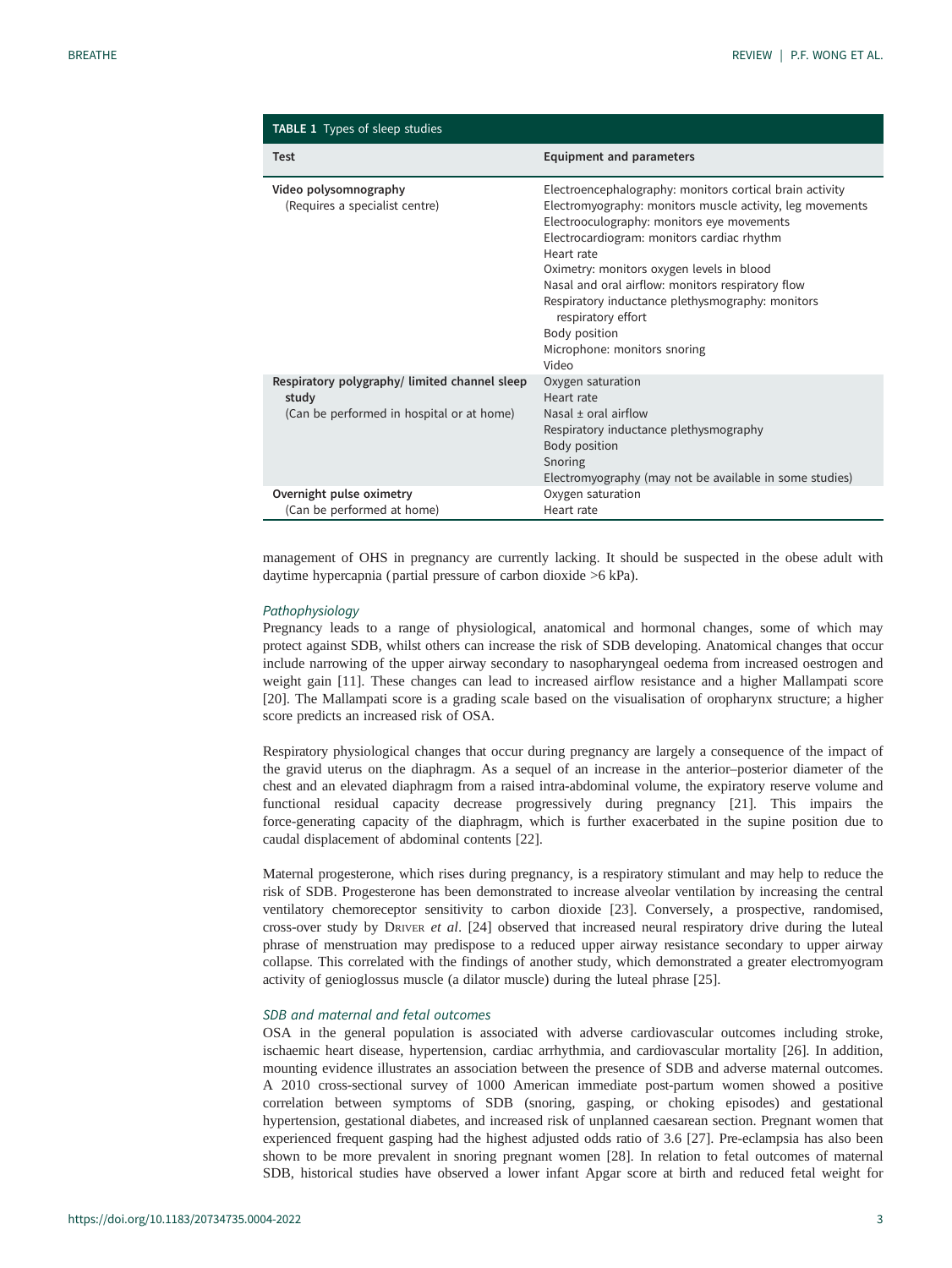**TABLE 1** Types of sleep studies

| Test | Equipment and parameters |
|---|---|
| **Video polysomnography**<br>(Requires a specialist centre) | Electroencephalography: monitors cortical brain activity<br>Electromyography: monitors muscle activity, leg movements<br>Electrooculography: monitors eye movements<br>Electrocardiogram: monitors cardiac rhythm<br>Heart rate<br>Oximetry: monitors oxygen levels in blood<br>Nasal and oral airflow: monitors respiratory flow<br>Respiratory inductance plethysmography: monitors respiratory effort<br>Body position<br>Microphone: monitors snoring<br>Video |
| **Respiratory polygraphy/ limited channel sleep study**<br>(Can be performed in hospital or at home) | Oxygen saturation<br>Heart rate<br>Nasal ± oral airflow<br>Respiratory inductance plethysmography<br>Body position<br>Snoring<br>Electromyography (may not be available in some studies) |
| **Overnight pulse oximetry**<br>(Can be performed at home) | Oxygen saturation<br>Heart rate |

management of OHS in pregnancy are currently lacking. It should be suspected in the obese adult with daytime hypercapnia (partial pressure of carbon dioxide >6 kPa).

### *Pathophysiology*

Pregnancy leads to a range of physiological, anatomical and hormonal changes, some of which may protect against SDB, whilst others can increase the risk of SDB developing. Anatomical changes that occur include narrowing of the upper airway secondary to nasopharyngeal oedema from increased oestrogen and weight gain [11]. These changes can lead to increased airflow resistance and a higher Mallampati score [20]. The Mallampati score is a grading scale based on the visualisation of oropharynx structure; a higher score predicts an increased risk of OSA.

Respiratory physiological changes that occur during pregnancy are largely a consequence of the impact of the gravid uterus on the diaphragm. As a sequel of an increase in the anterior–posterior diameter of the chest and an elevated diaphragm from a raised intra-abdominal volume, the expiratory reserve volume and functional residual capacity decrease progressively during pregnancy [21]. This impairs the force-generating capacity of the diaphragm, which is further exacerbated in the supine position due to caudal displacement of abdominal contents [22].

Maternal progesterone, which rises during pregnancy, is a respiratory stimulant and may help to reduce the risk of SDB. Progesterone has been demonstrated to increase alveolar ventilation by increasing the central ventilatory chemoreceptor sensitivity to carbon dioxide [23]. Conversely, a prospective, randomised, cross-over study by Driver *et al*. [24] observed that increased neural respiratory drive during the luteal phrase of menstruation may predispose to a reduced upper airway resistance secondary to upper airway collapse. This correlated with the findings of another study, which demonstrated a greater electromyogram activity of genioglossus muscle (a dilator muscle) during the luteal phrase [25].

### *SDB and maternal and fetal outcomes*

OSA in the general population is associated with adverse cardiovascular outcomes including stroke, ischaemic heart disease, hypertension, cardiac arrhythmia, and cardiovascular mortality [26]. In addition, mounting evidence illustrates an association between the presence of SDB and adverse maternal outcomes. A 2010 cross-sectional survey of 1000 American immediate post-partum women showed a positive correlation between symptoms of SDB (snoring, gasping, or choking episodes) and gestational hypertension, gestational diabetes, and increased risk of unplanned caesarean section. Pregnant women that experienced frequent gasping had the highest adjusted odds ratio of 3.6 [27]. Pre-eclampsia has also been shown to be more prevalent in snoring pregnant women [28]. In relation to fetal outcomes of maternal SDB, historical studies have observed a lower infant Apgar score at birth and reduced fetal weight for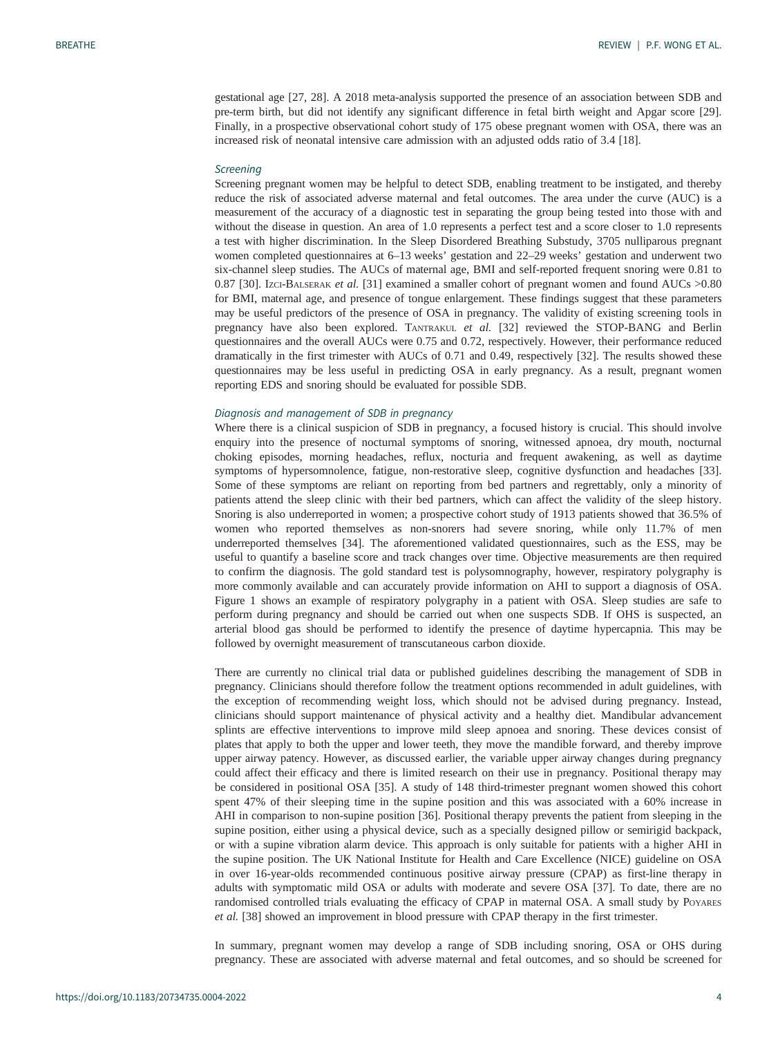gestational age [27, 28]. A 2018 meta-analysis supported the presence of an association between SDB and pre-term birth, but did not identify any significant difference in fetal birth weight and Apgar score [29]. Finally, in a prospective observational cohort study of 175 obese pregnant women with OSA, there was an increased risk of neonatal intensive care admission with an adjusted odds ratio of 3.4 [18].

### *Screening*

Screening pregnant women may be helpful to detect SDB, enabling treatment to be instigated, and thereby reduce the risk of associated adverse maternal and fetal outcomes. The area under the curve (AUC) is a measurement of the accuracy of a diagnostic test in separating the group being tested into those with and without the disease in question. An area of 1.0 represents a perfect test and a score closer to 1.0 represents a test with higher discrimination. In the Sleep Disordered Breathing Substudy, 3705 nulliparous pregnant women completed questionnaires at 6–13 weeks' gestation and 22–29 weeks' gestation and underwent two six-channel sleep studies. The AUCs of maternal age, BMI and self-reported frequent snoring were 0.81 to 0.87 [30]. Izci-Balserak *et al.* [31] examined a smaller cohort of pregnant women and found AUCs >0.80 for BMI, maternal age, and presence of tongue enlargement. These findings suggest that these parameters may be useful predictors of the presence of OSA in pregnancy. The validity of existing screening tools in pregnancy have also been explored. Tantrakul *et al.* [32] reviewed the STOP-BANG and Berlin questionnaires and the overall AUCs were 0.75 and 0.72, respectively. However, their performance reduced dramatically in the first trimester with AUCs of 0.71 and 0.49, respectively [32]. The results showed these questionnaires may be less useful in predicting OSA in early pregnancy. As a result, pregnant women reporting EDS and snoring should be evaluated for possible SDB.

### *Diagnosis and management of SDB in pregnancy*

Where there is a clinical suspicion of SDB in pregnancy, a focused history is crucial. This should involve enquiry into the presence of nocturnal symptoms of snoring, witnessed apnoea, dry mouth, nocturnal choking episodes, morning headaches, reflux, nocturia and frequent awakening, as well as daytime symptoms of hypersomnolence, fatigue, non-restorative sleep, cognitive dysfunction and headaches [33]. Some of these symptoms are reliant on reporting from bed partners and regrettably, only a minority of patients attend the sleep clinic with their bed partners, which can affect the validity of the sleep history. Snoring is also underreported in women; a prospective cohort study of 1913 patients showed that 36.5% of women who reported themselves as non-snorers had severe snoring, while only 11.7% of men underreported themselves [34]. The aforementioned validated questionnaires, such as the ESS, may be useful to quantify a baseline score and track changes over time. Objective measurements are then required to confirm the diagnosis. The gold standard test is polysomnography, however, respiratory polygraphy is more commonly available and can accurately provide information on AHI to support a diagnosis of OSA. Figure 1 shows an example of respiratory polygraphy in a patient with OSA. Sleep studies are safe to perform during pregnancy and should be carried out when one suspects SDB. If OHS is suspected, an arterial blood gas should be performed to identify the presence of daytime hypercapnia. This may be followed by overnight measurement of transcutaneous carbon dioxide.

There are currently no clinical trial data or published guidelines describing the management of SDB in pregnancy. Clinicians should therefore follow the treatment options recommended in adult guidelines, with the exception of recommending weight loss, which should not be advised during pregnancy. Instead, clinicians should support maintenance of physical activity and a healthy diet. Mandibular advancement splints are effective interventions to improve mild sleep apnoea and snoring. These devices consist of plates that apply to both the upper and lower teeth, they move the mandible forward, and thereby improve upper airway patency. However, as discussed earlier, the variable upper airway changes during pregnancy could affect their efficacy and there is limited research on their use in pregnancy. Positional therapy may be considered in positional OSA [35]. A study of 148 third-trimester pregnant women showed this cohort spent 47% of their sleeping time in the supine position and this was associated with a 60% increase in AHI in comparison to non-supine position [36]. Positional therapy prevents the patient from sleeping in the supine position, either using a physical device, such as a specially designed pillow or semirigid backpack, or with a supine vibration alarm device. This approach is only suitable for patients with a higher AHI in the supine position. The UK National Institute for Health and Care Excellence (NICE) guideline on OSA in over 16-year-olds recommended continuous positive airway pressure (CPAP) as first-line therapy in adults with symptomatic mild OSA or adults with moderate and severe OSA [37]. To date, there are no randomised controlled trials evaluating the efficacy of CPAP in maternal OSA. A small study by Poyares *et al.* [38] showed an improvement in blood pressure with CPAP therapy in the first trimester.

In summary, pregnant women may develop a range of SDB including snoring, OSA or OHS during pregnancy. These are associated with adverse maternal and fetal outcomes, and so should be screened for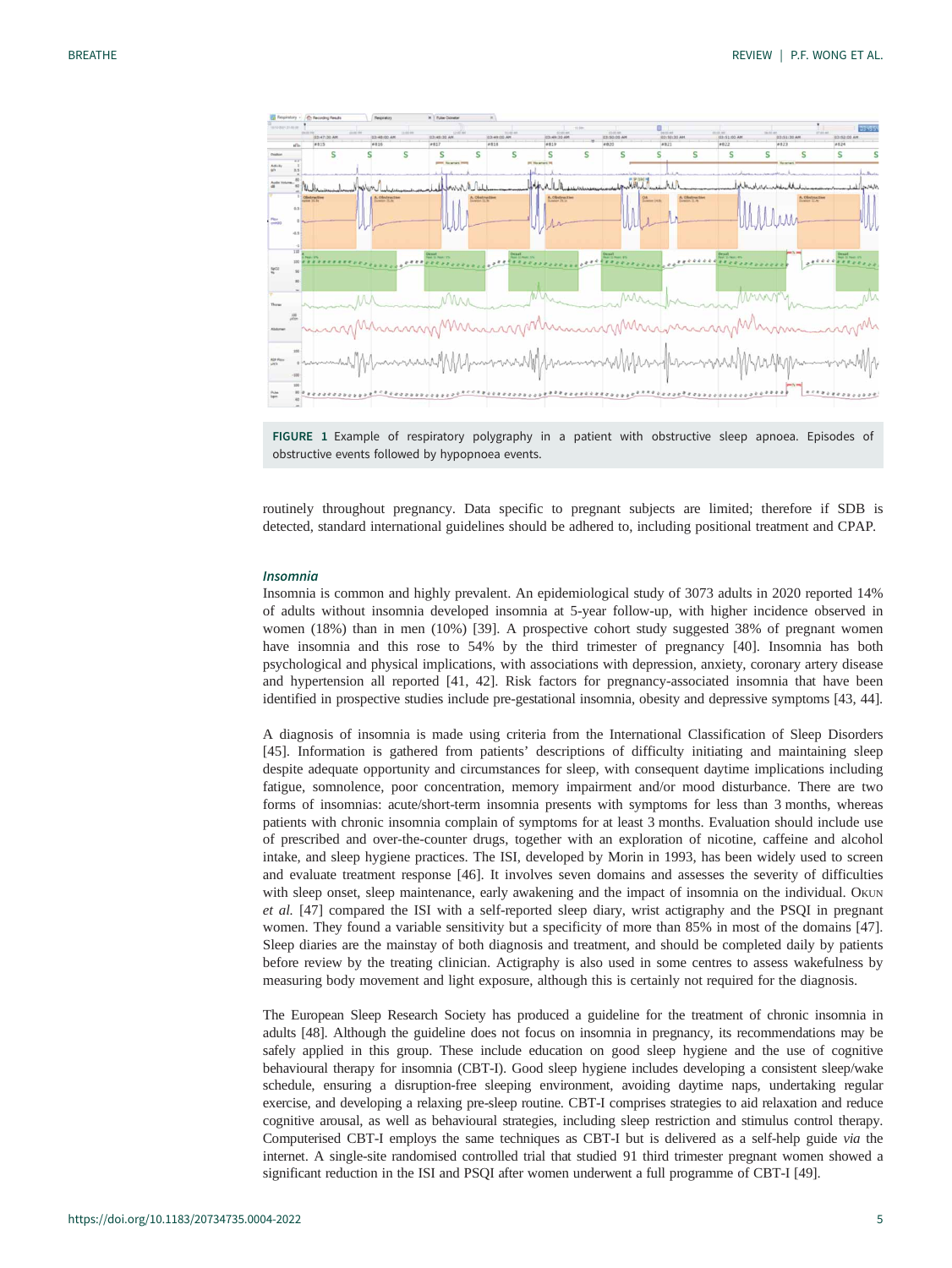FIGURE 1 Example of respiratory polygraphy in a patient with obstructive sleep apnoea. Episodes of obstructive events followed by hypopnoea events.

routinely throughout pregnancy. Data specific to pregnant subjects are limited; therefore if SDB is detected, standard international guidelines should be adhered to, including positional treatment and CPAP.

### *Insomnia*

Insomnia is common and highly prevalent. An epidemiological study of 3073 adults in 2020 reported 14% of adults without insomnia developed insomnia at 5-year follow-up, with higher incidence observed in women (18%) than in men (10%) [39]. A prospective cohort study suggested 38% of pregnant women have insomnia and this rose to 54% by the third trimester of pregnancy [40]. Insomnia has both psychological and physical implications, with associations with depression, anxiety, coronary artery disease and hypertension all reported [41, 42]. Risk factors for pregnancy-associated insomnia that have been identified in prospective studies include pre-gestational insomnia, obesity and depressive symptoms [43, 44].

A diagnosis of insomnia is made using criteria from the International Classification of Sleep Disorders [45]. Information is gathered from patients' descriptions of difficulty initiating and maintaining sleep despite adequate opportunity and circumstances for sleep, with consequent daytime implications including fatigue, somnolence, poor concentration, memory impairment and/or mood disturbance. There are two forms of insomnias: acute/short-term insomnia presents with symptoms for less than 3 months, whereas patients with chronic insomnia complain of symptoms for at least 3 months. Evaluation should include use of prescribed and over-the-counter drugs, together with an exploration of nicotine, caffeine and alcohol intake, and sleep hygiene practices. The ISI, developed by Morin in 1993, has been widely used to screen and evaluate treatment response [46]. It involves seven domains and assesses the severity of difficulties with sleep onset, sleep maintenance, early awakening and the impact of insomnia on the individual. Okun *et al.* [47] compared the ISI with a self-reported sleep diary, wrist actigraphy and the PSQI in pregnant women. They found a variable sensitivity but a specificity of more than 85% in most of the domains [47]. Sleep diaries are the mainstay of both diagnosis and treatment, and should be completed daily by patients before review by the treating clinician. Actigraphy is also used in some centres to assess wakefulness by measuring body movement and light exposure, although this is certainly not required for the diagnosis.

The European Sleep Research Society has produced a guideline for the treatment of chronic insomnia in adults [48]. Although the guideline does not focus on insomnia in pregnancy, its recommendations may be safely applied in this group. These include education on good sleep hygiene and the use of cognitive behavioural therapy for insomnia (CBT-I). Good sleep hygiene includes developing a consistent sleep/wake schedule, ensuring a disruption-free sleeping environment, avoiding daytime naps, undertaking regular exercise, and developing a relaxing pre-sleep routine. CBT-I comprises strategies to aid relaxation and reduce cognitive arousal, as well as behavioural strategies, including sleep restriction and stimulus control therapy. Computerised CBT-I employs the same techniques as CBT-I but is delivered as a self-help guide *via* the internet. A single-site randomised controlled trial that studied 91 third trimester pregnant women showed a significant reduction in the ISI and PSQI after women underwent a full programme of CBT-I [49].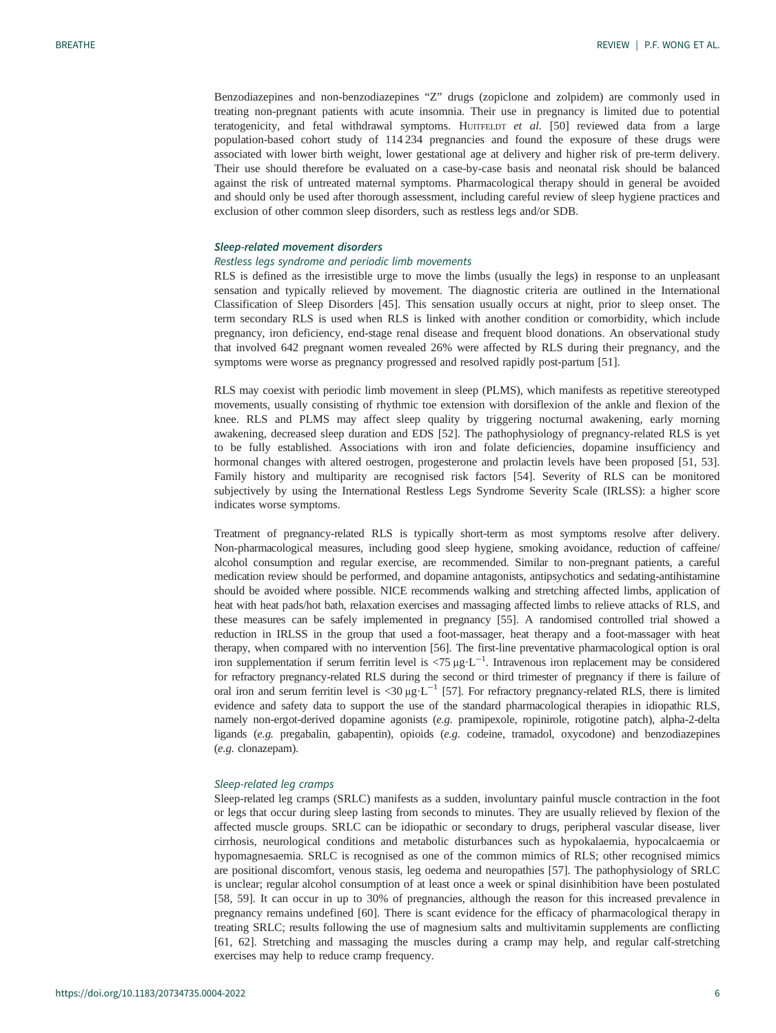Benzodiazepines and non-benzodiazepines "Z" drugs (zopiclone and zolpidem) are commonly used in treating non-pregnant patients with acute insomnia. Their use in pregnancy is limited due to potential teratogenicity, and fetal withdrawal symptoms. Huitfeldt *et al.* [50] reviewed data from a large population-based cohort study of 114 234 pregnancies and found the exposure of these drugs were associated with lower birth weight, lower gestational age at delivery and higher risk of pre-term delivery. Their use should therefore be evaluated on a case-by-case basis and neonatal risk should be balanced against the risk of untreated maternal symptoms. Pharmacological therapy should in general be avoided and should only be used after thorough assessment, including careful review of sleep hygiene practices and exclusion of other common sleep disorders, such as restless legs and/or SDB.

### *Sleep-related movement disorders*

#### *Restless legs syndrome and periodic limb movements*

RLS is defined as the irresistible urge to move the limbs (usually the legs) in response to an unpleasant sensation and typically relieved by movement. The diagnostic criteria are outlined in the International Classification of Sleep Disorders [45]. This sensation usually occurs at night, prior to sleep onset. The term secondary RLS is used when RLS is linked with another condition or comorbidity, which include pregnancy, iron deficiency, end-stage renal disease and frequent blood donations. An observational study that involved 642 pregnant women revealed 26% were affected by RLS during their pregnancy, and the symptoms were worse as pregnancy progressed and resolved rapidly post-partum [51].

RLS may coexist with periodic limb movement in sleep (PLMS), which manifests as repetitive stereotyped movements, usually consisting of rhythmic toe extension with dorsiflexion of the ankle and flexion of the knee. RLS and PLMS may affect sleep quality by triggering nocturnal awakening, early morning awakening, decreased sleep duration and EDS [52]. The pathophysiology of pregnancy-related RLS is yet to be fully established. Associations with iron and folate deficiencies, dopamine insufficiency and hormonal changes with altered oestrogen, progesterone and prolactin levels have been proposed [51, 53]. Family history and multiparity are recognised risk factors [54]. Severity of RLS can be monitored subjectively by using the International Restless Legs Syndrome Severity Scale (IRLSS): a higher score indicates worse symptoms.

Treatment of pregnancy-related RLS is typically short-term as most symptoms resolve after delivery. Non-pharmacological measures, including good sleep hygiene, smoking avoidance, reduction of caffeine/alcohol consumption and regular exercise, are recommended. Similar to non-pregnant patients, a careful medication review should be performed, and dopamine antagonists, antipsychotics and sedating-antihistamine should be avoided where possible. NICE recommends walking and stretching affected limbs, application of heat with heat pads/hot bath, relaxation exercises and massaging affected limbs to relieve attacks of RLS, and these measures can be safely implemented in pregnancy [55]. A randomised controlled trial showed a reduction in IRLSS in the group that used a foot-massager, heat therapy and a foot-massager with heat therapy, when compared with no intervention [56]. The first-line preventative pharmacological option is oral iron supplementation if serum ferritin level is $<75\ \mu g \cdot L^{-1}$. Intravenous iron replacement may be considered for refractory pregnancy-related RLS during the second or third trimester of pregnancy if there is failure of oral iron and serum ferritin level is $<30\ \mu g \cdot L^{-1}$ [57]. For refractory pregnancy-related RLS, there is limited evidence and safety data to support the use of the standard pharmacological therapies in idiopathic RLS, namely non-ergot-derived dopamine agonists (*e.g.* pramipexole, ropinirole, rotigotine patch), alpha-2-delta ligands (*e.g.* pregabalin, gabapentin), opioids (*e.g.* codeine, tramadol, oxycodone) and benzodiazepines (*e.g.* clonazepam).

#### *Sleep-related leg cramps*

Sleep-related leg cramps (SRLC) manifests as a sudden, involuntary painful muscle contraction in the foot or legs that occur during sleep lasting from seconds to minutes. They are usually relieved by flexion of the affected muscle groups. SRLC can be idiopathic or secondary to drugs, peripheral vascular disease, liver cirrhosis, neurological conditions and metabolic disturbances such as hypokalaemia, hypocalcaemia or hypomagnesaemia. SRLC is recognised as one of the common mimics of RLS; other recognised mimics are positional discomfort, venous stasis, leg oedema and neuropathies [57]. The pathophysiology of SRLC is unclear; regular alcohol consumption of at least once a week or spinal disinhibition have been postulated [58, 59]. It can occur in up to 30% of pregnancies, although the reason for this increased prevalence in pregnancy remains undefined [60]. There is scant evidence for the efficacy of pharmacological therapy in treating SRLC; results following the use of magnesium salts and multivitamin supplements are conflicting [61, 62]. Stretching and massaging the muscles during a cramp may help, and regular calf-stretching exercises may help to reduce cramp frequency.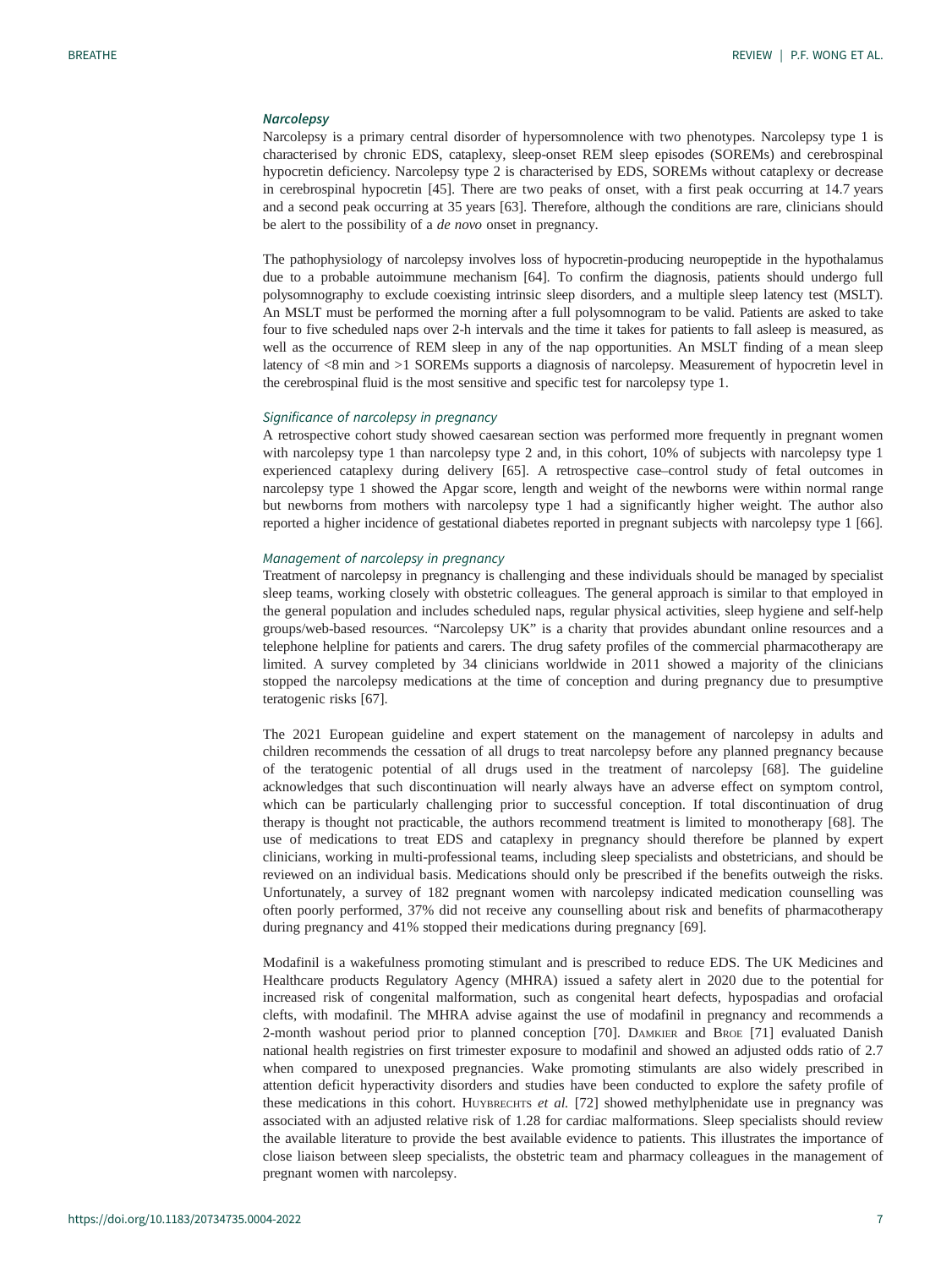### *Narcolepsy*

Narcolepsy is a primary central disorder of hypersomnolence with two phenotypes. Narcolepsy type 1 is characterised by chronic EDS, cataplexy, sleep-onset REM sleep episodes (SOREMs) and cerebrospinal hypocretin deficiency. Narcolepsy type 2 is characterised by EDS, SOREMs without cataplexy or decrease in cerebrospinal hypocretin [45]. There are two peaks of onset, with a first peak occurring at 14.7 years and a second peak occurring at 35 years [63]. Therefore, although the conditions are rare, clinicians should be alert to the possibility of a *de novo* onset in pregnancy.

The pathophysiology of narcolepsy involves loss of hypocretin-producing neuropeptide in the hypothalamus due to a probable autoimmune mechanism [64]. To confirm the diagnosis, patients should undergo full polysomnography to exclude coexisting intrinsic sleep disorders, and a multiple sleep latency test (MSLT). An MSLT must be performed the morning after a full polysomnogram to be valid. Patients are asked to take four to five scheduled naps over 2-h intervals and the time it takes for patients to fall asleep is measured, as well as the occurrence of REM sleep in any of the nap opportunities. An MSLT finding of a mean sleep latency of <8 min and >1 SOREMs supports a diagnosis of narcolepsy. Measurement of hypocretin level in the cerebrospinal fluid is the most sensitive and specific test for narcolepsy type 1.

#### *Significance of narcolepsy in pregnancy*

A retrospective cohort study showed caesarean section was performed more frequently in pregnant women with narcolepsy type 1 than narcolepsy type 2 and, in this cohort, 10% of subjects with narcolepsy type 1 experienced cataplexy during delivery [65]. A retrospective case–control study of fetal outcomes in narcolepsy type 1 showed the Apgar score, length and weight of the newborns were within normal range but newborns from mothers with narcolepsy type 1 had a significantly higher weight. The author also reported a higher incidence of gestational diabetes reported in pregnant subjects with narcolepsy type 1 [66].

#### *Management of narcolepsy in pregnancy*

Treatment of narcolepsy in pregnancy is challenging and these individuals should be managed by specialist sleep teams, working closely with obstetric colleagues. The general approach is similar to that employed in the general population and includes scheduled naps, regular physical activities, sleep hygiene and self-help groups/web-based resources. "Narcolepsy UK" is a charity that provides abundant online resources and a telephone helpline for patients and carers. The drug safety profiles of the commercial pharmacotherapy are limited. A survey completed by 34 clinicians worldwide in 2011 showed a majority of the clinicians stopped the narcolepsy medications at the time of conception and during pregnancy due to presumptive teratogenic risks [67].

The 2021 European guideline and expert statement on the management of narcolepsy in adults and children recommends the cessation of all drugs to treat narcolepsy before any planned pregnancy because of the teratogenic potential of all drugs used in the treatment of narcolepsy [68]. The guideline acknowledges that such discontinuation will nearly always have an adverse effect on symptom control, which can be particularly challenging prior to successful conception. If total discontinuation of drug therapy is thought not practicable, the authors recommend treatment is limited to monotherapy [68]. The use of medications to treat EDS and cataplexy in pregnancy should therefore be planned by expert clinicians, working in multi-professional teams, including sleep specialists and obstetricians, and should be reviewed on an individual basis. Medications should only be prescribed if the benefits outweigh the risks. Unfortunately, a survey of 182 pregnant women with narcolepsy indicated medication counselling was often poorly performed, 37% did not receive any counselling about risk and benefits of pharmacotherapy during pregnancy and 41% stopped their medications during pregnancy [69].

Modafinil is a wakefulness promoting stimulant and is prescribed to reduce EDS. The UK Medicines and Healthcare products Regulatory Agency (MHRA) issued a safety alert in 2020 due to the potential for increased risk of congenital malformation, such as congenital heart defects, hypospadias and orofacial clefts, with modafinil. The MHRA advise against the use of modafinil in pregnancy and recommends a 2-month washout period prior to planned conception [70]. Damkier and Broe [71] evaluated Danish national health registries on first trimester exposure to modafinil and showed an adjusted odds ratio of 2.7 when compared to unexposed pregnancies. Wake promoting stimulants are also widely prescribed in attention deficit hyperactivity disorders and studies have been conducted to explore the safety profile of these medications in this cohort. Huybrechts *et al.* [72] showed methylphenidate use in pregnancy was associated with an adjusted relative risk of 1.28 for cardiac malformations. Sleep specialists should review the available literature to provide the best available evidence to patients. This illustrates the importance of close liaison between sleep specialists, the obstetric team and pharmacy colleagues in the management of pregnant women with narcolepsy.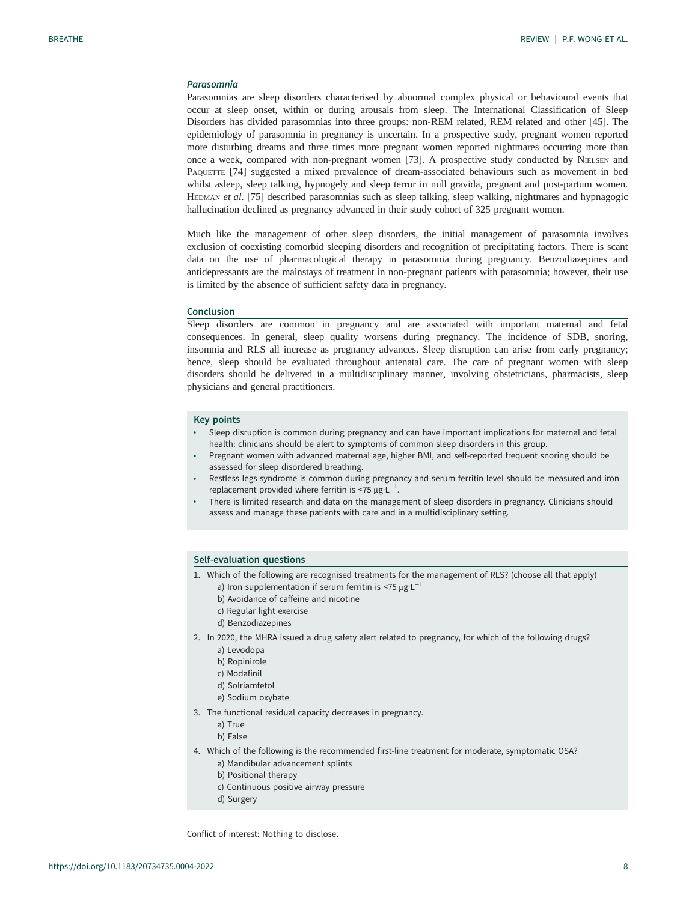### *Parasomnia*

Parasomnias are sleep disorders characterised by abnormal complex physical or behavioural events that occur at sleep onset, within or during arousals from sleep. The International Classification of Sleep Disorders has divided parasomnias into three groups: non-REM related, REM related and other [45]. The epidemiology of parasomnia in pregnancy is uncertain. In a prospective study, pregnant women reported more disturbing dreams and three times more pregnant women reported nightmares occurring more than once a week, compared with non-pregnant women [73]. A prospective study conducted by Nielsen and Paquette [74] suggested a mixed prevalence of dream-associated behaviours such as movement in bed whilst asleep, sleep talking, hypnogely and sleep terror in null gravida, pregnant and post-partum women. Hedman *et al.* [75] described parasomnias such as sleep talking, sleep walking, nightmares and hypnagogic hallucination declined as pregnancy advanced in their study cohort of 325 pregnant women.

Much like the management of other sleep disorders, the initial management of parasomnia involves exclusion of coexisting comorbid sleeping disorders and recognition of precipitating factors. There is scant data on the use of pharmacological therapy in parasomnia during pregnancy. Benzodiazepines and antidepressants are the mainstays of treatment in non-pregnant patients with parasomnia; however, their use is limited by the absence of sufficient safety data in pregnancy.

## Conclusion

Sleep disorders are common in pregnancy and are associated with important maternal and fetal consequences. In general, sleep quality worsens during pregnancy. The incidence of SDB, snoring, insomnia and RLS all increase as pregnancy advances. Sleep disruption can arise from early pregnancy; hence, sleep should be evaluated throughout antenatal care. The care of pregnant women with sleep disorders should be delivered in a multidisciplinary manner, involving obstetricians, pharmacists, sleep physicians and general practitioners.

## Key points

- Sleep disruption is common during pregnancy and can have important implications for maternal and fetal health: clinicians should be alert to symptoms of common sleep disorders in this group.
- Pregnant women with advanced maternal age, higher BMI, and self-reported frequent snoring should be assessed for sleep disordered breathing.
- Restless legs syndrome is common during pregnancy and serum ferritin level should be measured and iron replacement provided where ferritin is $<75\ \mu g \cdot L^{-1}$.
- There is limited research and data on the management of sleep disorders in pregnancy. Clinicians should assess and manage these patients with care and in a multidisciplinary setting.

## Self-evaluation questions

1. Which of the following are recognised treatments for the management of RLS? (choose all that apply)
   a) Iron supplementation if serum ferritin is $<75\ \mu g \cdot L^{-1}$
   b) Avoidance of caffeine and nicotine
   c) Regular light exercise
   d) Benzodiazepines
2. In 2020, the MHRA issued a drug safety alert related to pregnancy, for which of the following drugs?
   a) Levodopa
   b) Ropinirole
   c) Modafinil
   d) Solriamfetol
   e) Sodium oxybate
3. The functional residual capacity decreases in pregnancy.
   a) True
   b) False
4. Which of the following is the recommended first-line treatment for moderate, symptomatic OSA?
   a) Mandibular advancement splints
   b) Positional therapy
   c) Continuous positive airway pressure
   d) Surgery

Conflict of interest: Nothing to disclose.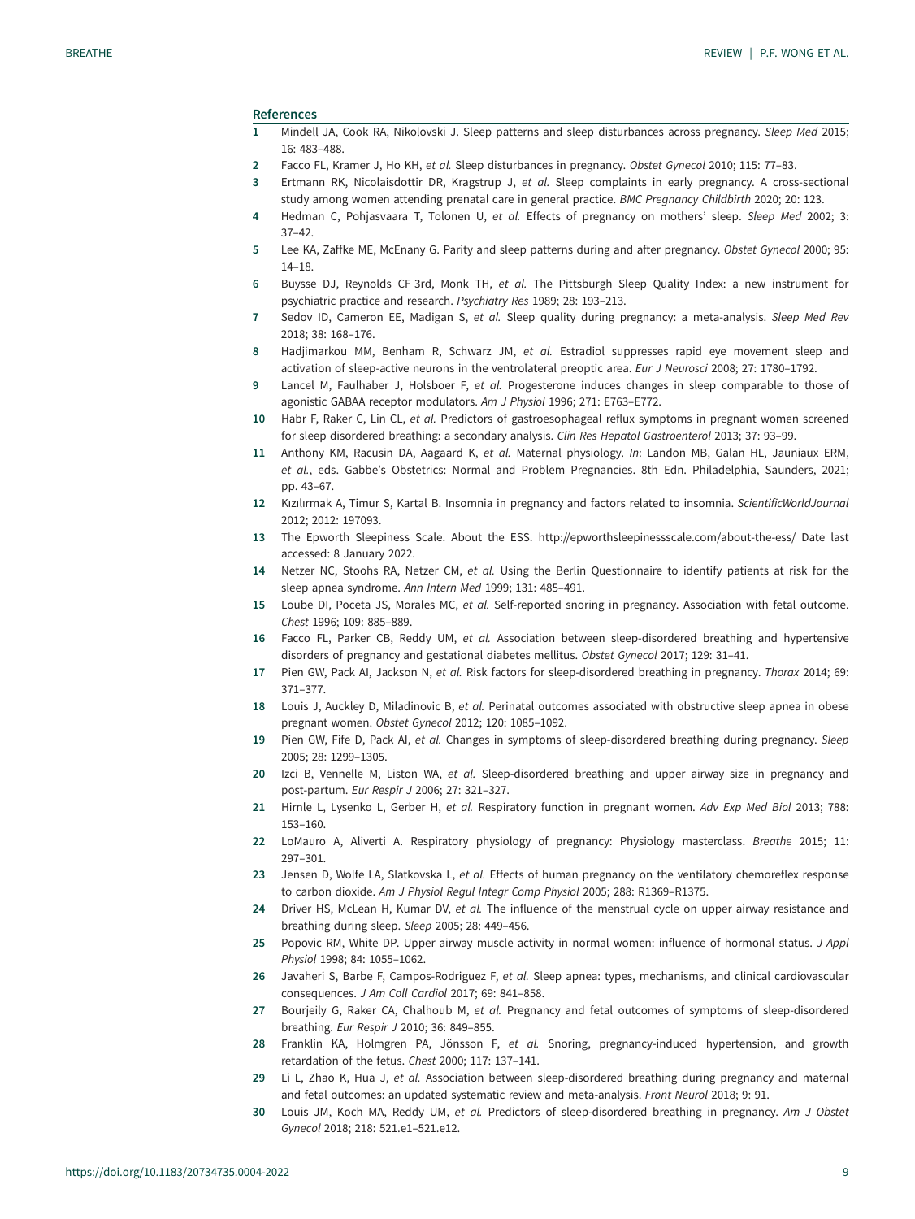## References

1. Mindell JA, Cook RA, Nikolovski J. Sleep patterns and sleep disturbances across pregnancy. *Sleep Med* 2015; 16: 483–488.
2. Facco FL, Kramer J, Ho KH, *et al.* Sleep disturbances in pregnancy. *Obstet Gynecol* 2010; 115: 77–83.
3. Ertmann RK, Nicolaisdottir DR, Kragstrup J, *et al.* Sleep complaints in early pregnancy. A cross-sectional study among women attending prenatal care in general practice. *BMC Pregnancy Childbirth* 2020; 20: 123.
4. Hedman C, Pohjasvaara T, Tolonen U, *et al.* Effects of pregnancy on mothers' sleep. *Sleep Med* 2002; 3: 37–42.
5. Lee KA, Zaffke ME, McEnany G. Parity and sleep patterns during and after pregnancy. *Obstet Gynecol* 2000; 95: 14–18.
6. Buysse DJ, Reynolds CF 3rd, Monk TH, *et al.* The Pittsburgh Sleep Quality Index: a new instrument for psychiatric practice and research. *Psychiatry Res* 1989; 28: 193–213.
7. Sedov ID, Cameron EE, Madigan S, *et al.* Sleep quality during pregnancy: a meta-analysis. *Sleep Med Rev* 2018; 38: 168–176.
8. Hadjimarkou MM, Benham R, Schwarz JM, *et al.* Estradiol suppresses rapid eye movement sleep and activation of sleep-active neurons in the ventrolateral preoptic area. *Eur J Neurosci* 2008; 27: 1780–1792.
9. Lancel M, Faulhaber J, Holsboer F, *et al.* Progesterone induces changes in sleep comparable to those of agonistic GABAA receptor modulators. *Am J Physiol* 1996; 271: E763–E772.
10. Habr F, Raker C, Lin CL, *et al.* Predictors of gastroesophageal reflux symptoms in pregnant women screened for sleep disordered breathing: a secondary analysis. *Clin Res Hepatol Gastroenterol* 2013; 37: 93–99.
11. Anthony KM, Racusin DA, Aagaard K, *et al.* Maternal physiology. *In*: Landon MB, Galan HL, Jauniaux ERM, *et al.*, eds. Gabbe's Obstetrics: Normal and Problem Pregnancies. 8th Edn. Philadelphia, Saunders, 2021; pp. 43–67.
12. Kızılırmak A, Timur S, Kartal B. Insomnia in pregnancy and factors related to insomnia. *ScientificWorldJournal* 2012; 2012: 197093.
13. The Epworth Sleepiness Scale. About the ESS. http://epworthsleepinessscale.com/about-the-ess/ Date last accessed: 8 January 2022.
14. Netzer NC, Stoohs RA, Netzer CM, *et al.* Using the Berlin Questionnaire to identify patients at risk for the sleep apnea syndrome. *Ann Intern Med* 1999; 131: 485–491.
15. Loube DI, Poceta JS, Morales MC, *et al.* Self-reported snoring in pregnancy. Association with fetal outcome. *Chest* 1996; 109: 885–889.
16. Facco FL, Parker CB, Reddy UM, *et al.* Association between sleep-disordered breathing and hypertensive disorders of pregnancy and gestational diabetes mellitus. *Obstet Gynecol* 2017; 129: 31–41.
17. Pien GW, Pack AI, Jackson N, *et al.* Risk factors for sleep-disordered breathing in pregnancy. *Thorax* 2014; 69: 371–377.
18. Louis J, Auckley D, Miladinovic B, *et al.* Perinatal outcomes associated with obstructive sleep apnea in obese pregnant women. *Obstet Gynecol* 2012; 120: 1085–1092.
19. Pien GW, Fife D, Pack AI, *et al.* Changes in symptoms of sleep-disordered breathing during pregnancy. *Sleep* 2005; 28: 1299–1305.
20. Izci B, Vennelle M, Liston WA, *et al.* Sleep-disordered breathing and upper airway size in pregnancy and post-partum. *Eur Respir J* 2006; 27: 321–327.
21. Hirnle L, Lysenko L, Gerber H, *et al.* Respiratory function in pregnant women. *Adv Exp Med Biol* 2013; 788: 153–160.
22. LoMauro A, Aliverti A. Respiratory physiology of pregnancy: Physiology masterclass. *Breathe* 2015; 11: 297–301.
23. Jensen D, Wolfe LA, Slatkovska L, *et al.* Effects of human pregnancy on the ventilatory chemoreflex response to carbon dioxide. *Am J Physiol Regul Integr Comp Physiol* 2005; 288: R1369–R1375.
24. Driver HS, McLean H, Kumar DV, *et al.* The influence of the menstrual cycle on upper airway resistance and breathing during sleep. *Sleep* 2005; 28: 449–456.
25. Popovic RM, White DP. Upper airway muscle activity in normal women: influence of hormonal status. *J Appl Physiol* 1998; 84: 1055–1062.
26. Javaheri S, Barbe F, Campos-Rodriguez F, *et al.* Sleep apnea: types, mechanisms, and clinical cardiovascular consequences. *J Am Coll Cardiol* 2017; 69: 841–858.
27. Bourjeily G, Raker CA, Chalhoub M, *et al.* Pregnancy and fetal outcomes of symptoms of sleep-disordered breathing. *Eur Respir J* 2010; 36: 849–855.
28. Franklin KA, Holmgren PA, Jönsson F, *et al.* Snoring, pregnancy-induced hypertension, and growth retardation of the fetus. *Chest* 2000; 117: 137–141.
29. Li L, Zhao K, Hua J, *et al.* Association between sleep-disordered breathing during pregnancy and maternal and fetal outcomes: an updated systematic review and meta-analysis. *Front Neurol* 2018; 9: 91.
30. Louis JM, Koch MA, Reddy UM, *et al.* Predictors of sleep-disordered breathing in pregnancy. *Am J Obstet Gynecol* 2018; 218: 521.e1–521.e12.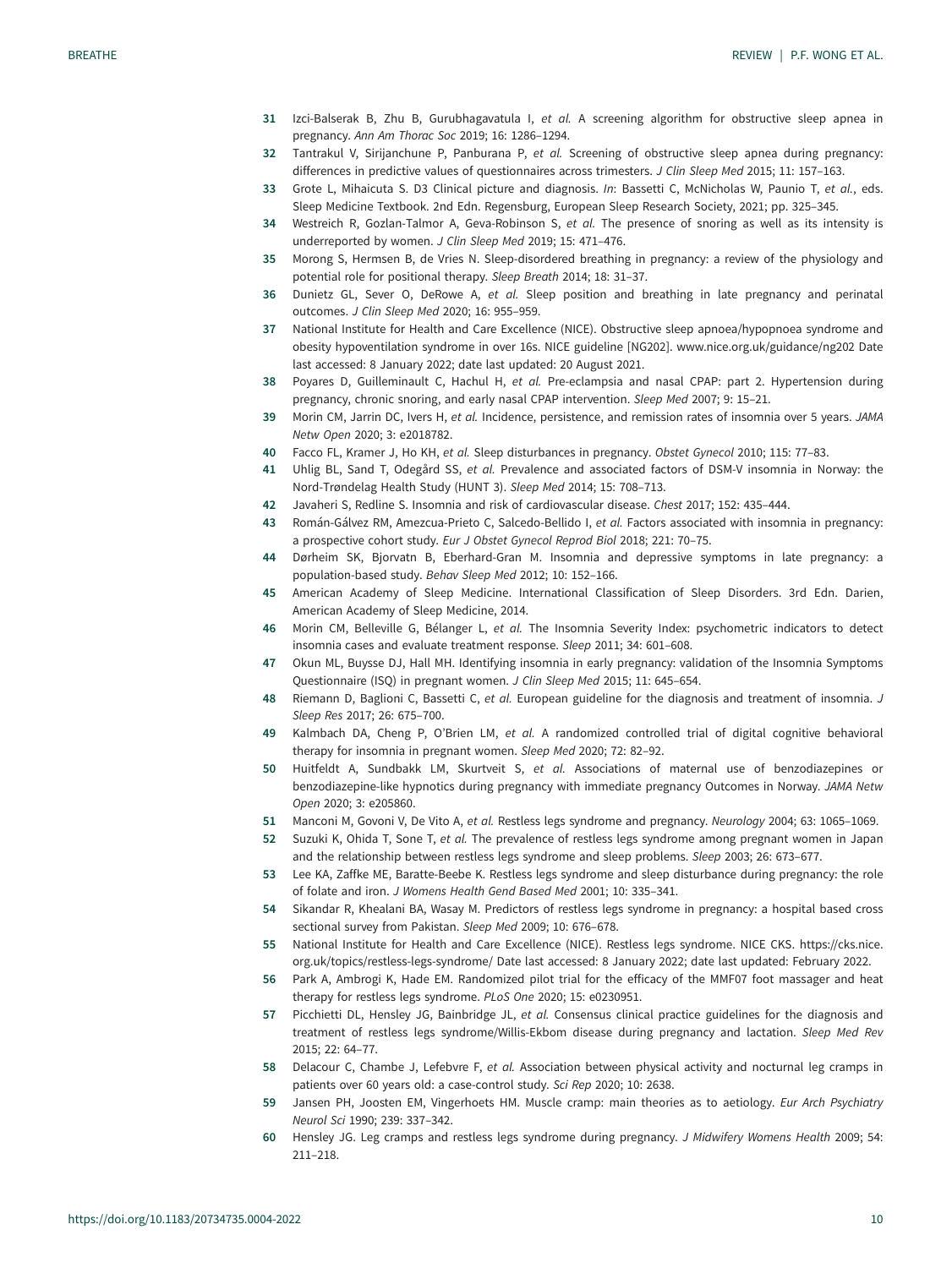31 Izci-Balserak B, Zhu B, Gurubhagavatula I, *et al.* A screening algorithm for obstructive sleep apnea in pregnancy. *Ann Am Thorac Soc* 2019; 16: 1286–1294.

32 Tantrakul V, Sirijanchune P, Panburana P, *et al.* Screening of obstructive sleep apnea during pregnancy: differences in predictive values of questionnaires across trimesters. *J Clin Sleep Med* 2015; 11: 157–163.

33 Grote L, Mihaicuta S. D3 Clinical picture and diagnosis. *In*: Bassetti C, McNicholas W, Paunio T, *et al.*, eds. Sleep Medicine Textbook. 2nd Edn. Regensburg, European Sleep Research Society, 2021; pp. 325–345.

34 Westreich R, Gozlan-Talmor A, Geva-Robinson S, *et al.* The presence of snoring as well as its intensity is underreported by women. *J Clin Sleep Med* 2019; 15: 471–476.

35 Morong S, Hermsen B, de Vries N. Sleep-disordered breathing in pregnancy: a review of the physiology and potential role for positional therapy. *Sleep Breath* 2014; 18: 31–37.

36 Dunietz GL, Sever O, DeRowe A, *et al.* Sleep position and breathing in late pregnancy and perinatal outcomes. *J Clin Sleep Med* 2020; 16: 955–959.

37 National Institute for Health and Care Excellence (NICE). Obstructive sleep apnoea/hypopnoea syndrome and obesity hypoventilation syndrome in over 16s. NICE guideline [NG202]. www.nice.org.uk/guidance/ng202 Date last accessed: 8 January 2022; date last updated: 20 August 2021.

38 Poyares D, Guilleminault C, Hachul H, *et al.* Pre-eclampsia and nasal CPAP: part 2. Hypertension during pregnancy, chronic snoring, and early nasal CPAP intervention. *Sleep Med* 2007; 9: 15–21.

39 Morin CM, Jarrin DC, Ivers H, *et al.* Incidence, persistence, and remission rates of insomnia over 5 years. *JAMA Netw Open* 2020; 3: e2018782.

40 Facco FL, Kramer J, Ho KH, *et al.* Sleep disturbances in pregnancy. *Obstet Gynecol* 2010; 115: 77–83.

41 Uhlig BL, Sand T, Odegård SS, *et al.* Prevalence and associated factors of DSM-V insomnia in Norway: the Nord-Trøndelag Health Study (HUNT 3). *Sleep Med* 2014; 15: 708–713.

42 Javaheri S, Redline S. Insomnia and risk of cardiovascular disease. *Chest* 2017; 152: 435–444.

43 Román-Gálvez RM, Amezcua-Prieto C, Salcedo-Bellido I, *et al.* Factors associated with insomnia in pregnancy: a prospective cohort study. *Eur J Obstet Gynecol Reprod Biol* 2018; 221: 70–75.

44 Dørheim SK, Bjorvatn B, Eberhard-Gran M. Insomnia and depressive symptoms in late pregnancy: a population-based study. *Behav Sleep Med* 2012; 10: 152–166.

45 American Academy of Sleep Medicine. International Classification of Sleep Disorders. 3rd Edn. Darien, American Academy of Sleep Medicine, 2014.

46 Morin CM, Belleville G, Bélanger L, *et al.* The Insomnia Severity Index: psychometric indicators to detect insomnia cases and evaluate treatment response. *Sleep* 2011; 34: 601–608.

47 Okun ML, Buysse DJ, Hall MH. Identifying insomnia in early pregnancy: validation of the Insomnia Symptoms Questionnaire (ISQ) in pregnant women. *J Clin Sleep Med* 2015; 11: 645–654.

48 Riemann D, Baglioni C, Bassetti C, *et al.* European guideline for the diagnosis and treatment of insomnia. *J Sleep Res* 2017; 26: 675–700.

49 Kalmbach DA, Cheng P, O'Brien LM, *et al.* A randomized controlled trial of digital cognitive behavioral therapy for insomnia in pregnant women. *Sleep Med* 2020; 72: 82–92.

50 Huitfeldt A, Sundbakk LM, Skurtveit S, *et al.* Associations of maternal use of benzodiazepines or benzodiazepine-like hypnotics during pregnancy with immediate pregnancy Outcomes in Norway. *JAMA Netw Open* 2020; 3: e205860.

51 Manconi M, Govoni V, De Vito A, *et al.* Restless legs syndrome and pregnancy. *Neurology* 2004; 63: 1065–1069.

52 Suzuki K, Ohida T, Sone T, *et al.* The prevalence of restless legs syndrome among pregnant women in Japan and the relationship between restless legs syndrome and sleep problems. *Sleep* 2003; 26: 673–677.

53 Lee KA, Zaffke ME, Baratte-Beebe K. Restless legs syndrome and sleep disturbance during pregnancy: the role of folate and iron. *J Womens Health Gend Based Med* 2001; 10: 335–341.

54 Sikandar R, Khealani BA, Wasay M. Predictors of restless legs syndrome in pregnancy: a hospital based cross sectional survey from Pakistan. *Sleep Med* 2009; 10: 676–678.

55 National Institute for Health and Care Excellence (NICE). Restless legs syndrome. NICE CKS. https://cks.nice.org.uk/topics/restless-legs-syndrome/ Date last accessed: 8 January 2022; date last updated: February 2022.

56 Park A, Ambrogi K, Hade EM. Randomized pilot trial for the efficacy of the MMF07 foot massager and heat therapy for restless legs syndrome. *PLoS One* 2020; 15: e0230951.

57 Picchietti DL, Hensley JG, Bainbridge JL, *et al.* Consensus clinical practice guidelines for the diagnosis and treatment of restless legs syndrome/Willis-Ekbom disease during pregnancy and lactation. *Sleep Med Rev* 2015; 22: 64–77.

58 Delacour C, Chambe J, Lefebvre F, *et al.* Association between physical activity and nocturnal leg cramps in patients over 60 years old: a case-control study. *Sci Rep* 2020; 10: 2638.

59 Jansen PH, Joosten EM, Vingerhoets HM. Muscle cramp: main theories as to aetiology. *Eur Arch Psychiatry Neurol Sci* 1990; 239: 337–342.

60 Hensley JG. Leg cramps and restless legs syndrome during pregnancy. *J Midwifery Womens Health* 2009; 54: 211–218.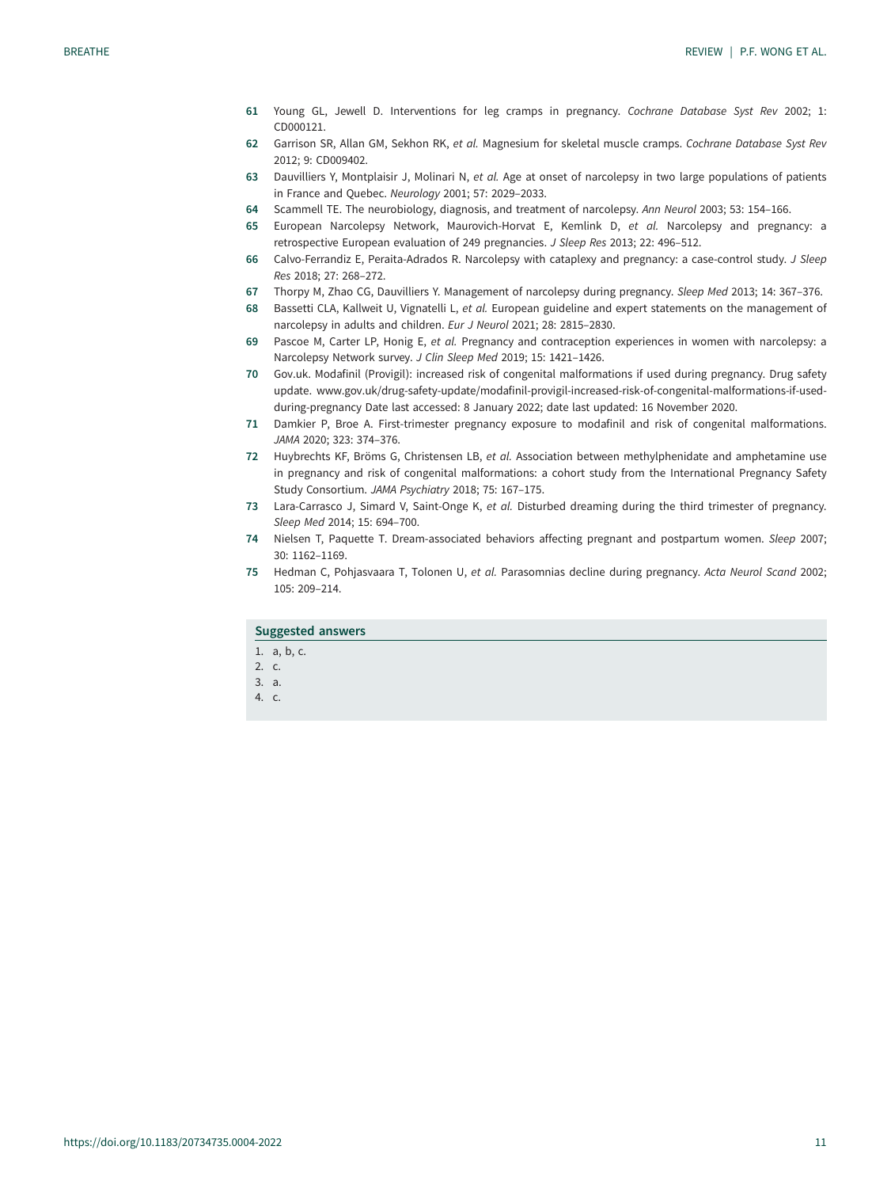61 Young GL, Jewell D. Interventions for leg cramps in pregnancy. *Cochrane Database Syst Rev* 2002; 1: CD000121.

62 Garrison SR, Allan GM, Sekhon RK, *et al.* Magnesium for skeletal muscle cramps. *Cochrane Database Syst Rev* 2012; 9: CD009402.

63 Dauvilliers Y, Montplaisir J, Molinari N, *et al.* Age at onset of narcolepsy in two large populations of patients in France and Quebec. *Neurology* 2001; 57: 2029–2033.

64 Scammell TE. The neurobiology, diagnosis, and treatment of narcolepsy. *Ann Neurol* 2003; 53: 154–166.

65 European Narcolepsy Network, Maurovich-Horvat E, Kemlink D, *et al.* Narcolepsy and pregnancy: a retrospective European evaluation of 249 pregnancies. *J Sleep Res* 2013; 22: 496–512.

66 Calvo-Ferrandiz E, Peraita-Adrados R. Narcolepsy with cataplexy and pregnancy: a case-control study. *J Sleep Res* 2018; 27: 268–272.

67 Thorpy M, Zhao CG, Dauvilliers Y. Management of narcolepsy during pregnancy. *Sleep Med* 2013; 14: 367–376.

68 Bassetti CLA, Kallweit U, Vignatelli L, *et al.* European guideline and expert statements on the management of narcolepsy in adults and children. *Eur J Neurol* 2021; 28: 2815–2830.

69 Pascoe M, Carter LP, Honig E, *et al.* Pregnancy and contraception experiences in women with narcolepsy: a Narcolepsy Network survey. *J Clin Sleep Med* 2019; 15: 1421–1426.

70 Gov.uk. Modafinil (Provigil): increased risk of congenital malformations if used during pregnancy. Drug safety update. www.gov.uk/drug-safety-update/modafinil-provigil-increased-risk-of-congenital-malformations-if-used-during-pregnancy Date last accessed: 8 January 2022; date last updated: 16 November 2020.

71 Damkier P, Broe A. First-trimester pregnancy exposure to modafinil and risk of congenital malformations. *JAMA* 2020; 323: 374–376.

72 Huybrechts KF, Bröms G, Christensen LB, *et al.* Association between methylphenidate and amphetamine use in pregnancy and risk of congenital malformations: a cohort study from the International Pregnancy Safety Study Consortium. *JAMA Psychiatry* 2018; 75: 167–175.

73 Lara-Carrasco J, Simard V, Saint-Onge K, *et al.* Disturbed dreaming during the third trimester of pregnancy. *Sleep Med* 2014; 15: 694–700.

74 Nielsen T, Paquette T. Dream-associated behaviors affecting pregnant and postpartum women. *Sleep* 2007; 30: 1162–1169.

75 Hedman C, Pohjasvaara T, Tolonen U, *et al.* Parasomnias decline during pregnancy. *Acta Neurol Scand* 2002; 105: 209–214.

## Suggested answers

1. a, b, c.
2. c.
3. a.
4. c.